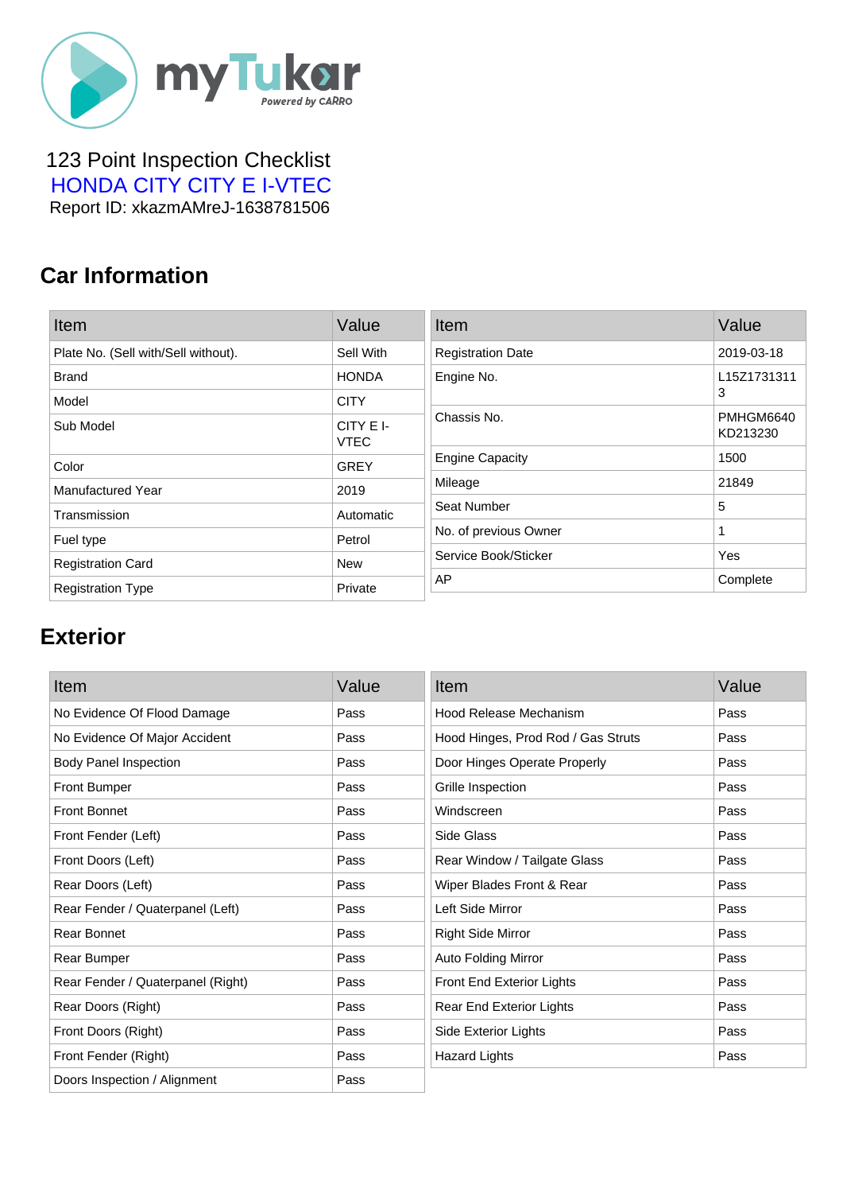myTukar
Powered by CARRO

123 Point Inspection Checklist
HONDA CITY CITY E I-VTEC
Report ID: xkazmAMreJ-1638781506

## Car Information

| Item | Value |
|---|---|
| Plate No. (Sell with/Sell without). | Sell With |
| Brand | HONDA |
| Model | CITY |
| Sub Model | CITY E I-VTEC |
| Color | GREY |
| Manufactured Year | 2019 |
| Transmission | Automatic |
| Fuel type | Petrol |
| Registration Card | New |
| Registration Type | Private |

| Item | Value |
|---|---|
| Registration Date | 2019-03-18 |
| Engine No. | L15Z17313113 |
| Chassis No. | PMHGM6640KD213230 |
| Engine Capacity | 1500 |
| Mileage | 21849 |
| Seat Number | 5 |
| No. of previous Owner | 1 |
| Service Book/Sticker | Yes |
| AP | Complete |

## Exterior

| Item | Value |
|---|---|
| No Evidence Of Flood Damage | Pass |
| No Evidence Of Major Accident | Pass |
| Body Panel Inspection | Pass |
| Front Bumper | Pass |
| Front Bonnet | Pass |
| Front Fender (Left) | Pass |
| Front Doors (Left) | Pass |
| Rear Doors (Left) | Pass |
| Rear Fender / Quaterpanel (Left) | Pass |
| Rear Bonnet | Pass |
| Rear Bumper | Pass |
| Rear Fender / Quaterpanel (Right) | Pass |
| Rear Doors (Right) | Pass |
| Front Doors (Right) | Pass |
| Front Fender (Right) | Pass |
| Doors Inspection / Alignment | Pass |

| Item | Value |
|---|---|
| Hood Release Mechanism | Pass |
| Hood Hinges, Prod Rod / Gas Struts | Pass |
| Door Hinges Operate Properly | Pass |
| Grille Inspection | Pass |
| Windscreen | Pass |
| Side Glass | Pass |
| Rear Window / Tailgate Glass | Pass |
| Wiper Blades Front & Rear | Pass |
| Left Side Mirror | Pass |
| Right Side Mirror | Pass |
| Auto Folding Mirror | Pass |
| Front End Exterior Lights | Pass |
| Rear End Exterior Lights | Pass |
| Side Exterior Lights | Pass |
| Hazard Lights | Pass |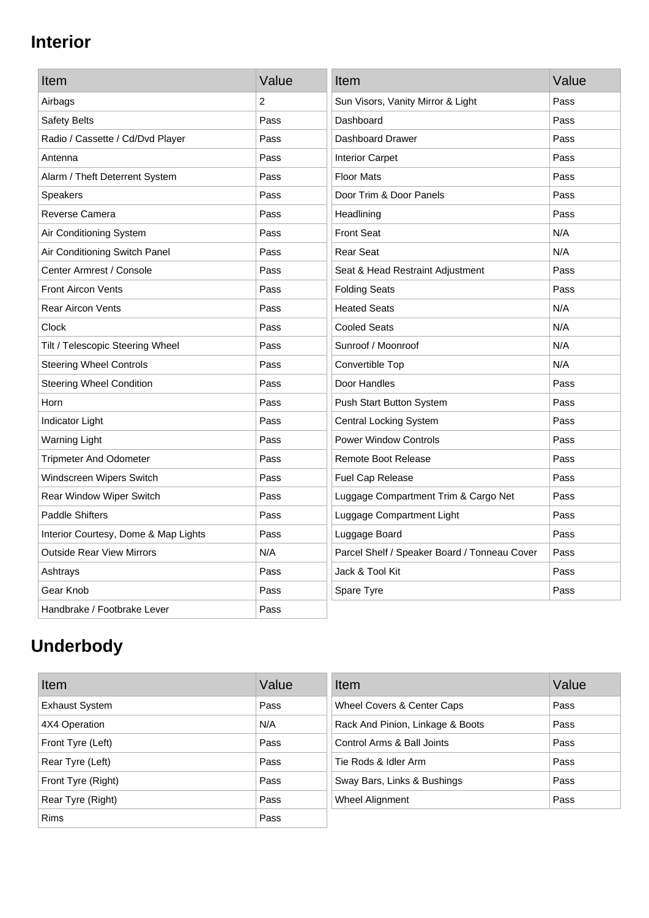## Interior

| Item | Value |
| --- | --- |
| Airbags | 2 |
| Safety Belts | Pass |
| Radio / Cassette / Cd/Dvd Player | Pass |
| Antenna | Pass |
| Alarm / Theft Deterrent System | Pass |
| Speakers | Pass |
| Reverse Camera | Pass |
| Air Conditioning System | Pass |
| Air Conditioning Switch Panel | Pass |
| Center Armrest / Console | Pass |
| Front Aircon Vents | Pass |
| Rear Aircon Vents | Pass |
| Clock | Pass |
| Tilt / Telescopic Steering Wheel | Pass |
| Steering Wheel Controls | Pass |
| Steering Wheel Condition | Pass |
| Horn | Pass |
| Indicator Light | Pass |
| Warning Light | Pass |
| Tripmeter And Odometer | Pass |
| Windscreen Wipers Switch | Pass |
| Rear Window Wiper Switch | Pass |
| Paddle Shifters | Pass |
| Interior Courtesy, Dome & Map Lights | Pass |
| Outside Rear View Mirrors | N/A |
| Ashtrays | Pass |
| Gear Knob | Pass |
| Handbrake / Footbrake Lever | Pass |

| Item | Value |
| --- | --- |
| Sun Visors, Vanity Mirror & Light | Pass |
| Dashboard | Pass |
| Dashboard Drawer | Pass |
| Interior Carpet | Pass |
| Floor Mats | Pass |
| Door Trim & Door Panels | Pass |
| Headlining | Pass |
| Front Seat | N/A |
| Rear Seat | N/A |
| Seat & Head Restraint Adjustment | Pass |
| Folding Seats | Pass |
| Heated Seats | N/A |
| Cooled Seats | N/A |
| Sunroof / Moonroof | N/A |
| Convertible Top | N/A |
| Door Handles | Pass |
| Push Start Button System | Pass |
| Central Locking System | Pass |
| Power Window Controls | Pass |
| Remote Boot Release | Pass |
| Fuel Cap Release | Pass |
| Luggage Compartment Trim & Cargo Net | Pass |
| Luggage Compartment Light | Pass |
| Luggage Board | Pass |
| Parcel Shelf / Speaker Board / Tonneau Cover | Pass |
| Jack & Tool Kit | Pass |
| Spare Tyre | Pass |

## Underbody

| Item | Value |
| --- | --- |
| Exhaust System | Pass |
| 4X4 Operation | N/A |
| Front Tyre (Left) | Pass |
| Rear Tyre (Left) | Pass |
| Front Tyre (Right) | Pass |
| Rear Tyre (Right) | Pass |
| Rims | Pass |

| Item | Value |
| --- | --- |
| Wheel Covers & Center Caps | Pass |
| Rack And Pinion, Linkage & Boots | Pass |
| Control Arms & Ball Joints | Pass |
| Tie Rods & Idler Arm | Pass |
| Sway Bars, Links & Bushings | Pass |
| Wheel Alignment | Pass |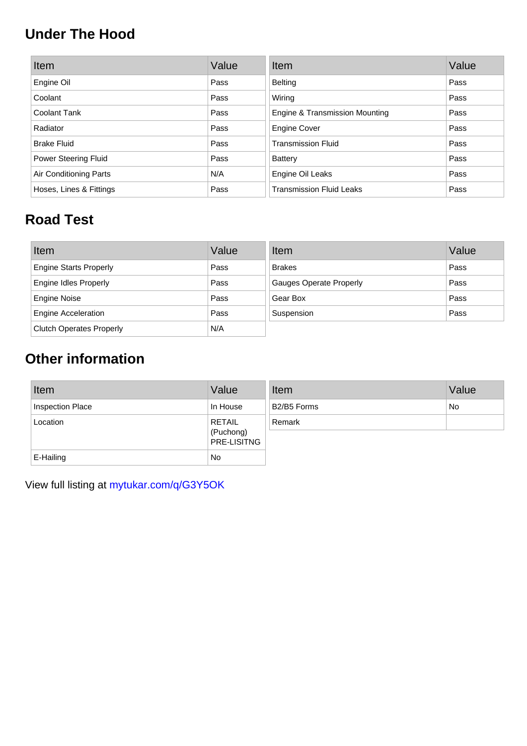## Under The Hood

| Item | Value |
|---|---|
| Engine Oil | Pass |
| Coolant | Pass |
| Coolant Tank | Pass |
| Radiator | Pass |
| Brake Fluid | Pass |
| Power Steering Fluid | Pass |
| Air Conditioning Parts | N/A |
| Hoses, Lines & Fittings | Pass |

| Item | Value |
|---|---|
| Belting | Pass |
| Wiring | Pass |
| Engine & Transmission Mounting | Pass |
| Engine Cover | Pass |
| Transmission Fluid | Pass |
| Battery | Pass |
| Engine Oil Leaks | Pass |
| Transmission Fluid Leaks | Pass |

## Road Test

| Item | Value |
|---|---|
| Engine Starts Properly | Pass |
| Engine Idles Properly | Pass |
| Engine Noise | Pass |
| Engine Acceleration | Pass |
| Clutch Operates Properly | N/A |

| Item | Value |
|---|---|
| Brakes | Pass |
| Gauges Operate Properly | Pass |
| Gear Box | Pass |
| Suspension | Pass |

## Other information

| Item | Value |
|---|---|
| Inspection Place | In House |
| Location | RETAIL (Puchong) PRE-LISITNG |
| E-Hailing | No |

| Item | Value |
|---|---|
| B2/B5 Forms | No |
| Remark | |

View full listing at mytukar.com/q/G3Y5OK